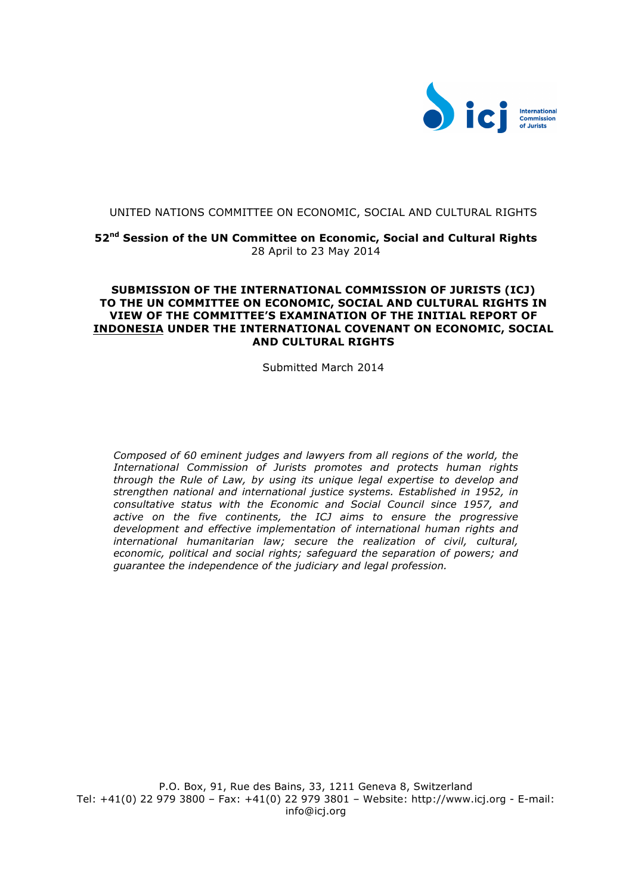International Commission of Jurists

UNITED NATIONS COMMITTEE ON ECONOMIC, SOCIAL AND CULTURAL RIGHTS

**52nd Session of the UN Committee on Economic, Social and Cultural Rights**
28 April to 23 May 2014

**SUBMISSION OF THE INTERNATIONAL COMMISSION OF JURISTS (ICJ) TO THE UN COMMITTEE ON ECONOMIC, SOCIAL AND CULTURAL RIGHTS IN VIEW OF THE COMMITTEE'S EXAMINATION OF THE INITIAL REPORT OF INDONESIA UNDER THE INTERNATIONAL COVENANT ON ECONOMIC, SOCIAL AND CULTURAL RIGHTS**

Submitted March 2014

*Composed of 60 eminent judges and lawyers from all regions of the world, the International Commission of Jurists promotes and protects human rights through the Rule of Law, by using its unique legal expertise to develop and strengthen national and international justice systems. Established in 1952, in consultative status with the Economic and Social Council since 1957, and active on the five continents, the ICJ aims to ensure the progressive development and effective implementation of international human rights and international humanitarian law; secure the realization of civil, cultural, economic, political and social rights; safeguard the separation of powers; and guarantee the independence of the judiciary and legal profession.*

P.O. Box, 91, Rue des Bains, 33, 1211 Geneva 8, Switzerland
Tel: +41(0) 22 979 3800 – Fax: +41(0) 22 979 3801 – Website: http://www.icj.org - E-mail: info@icj.org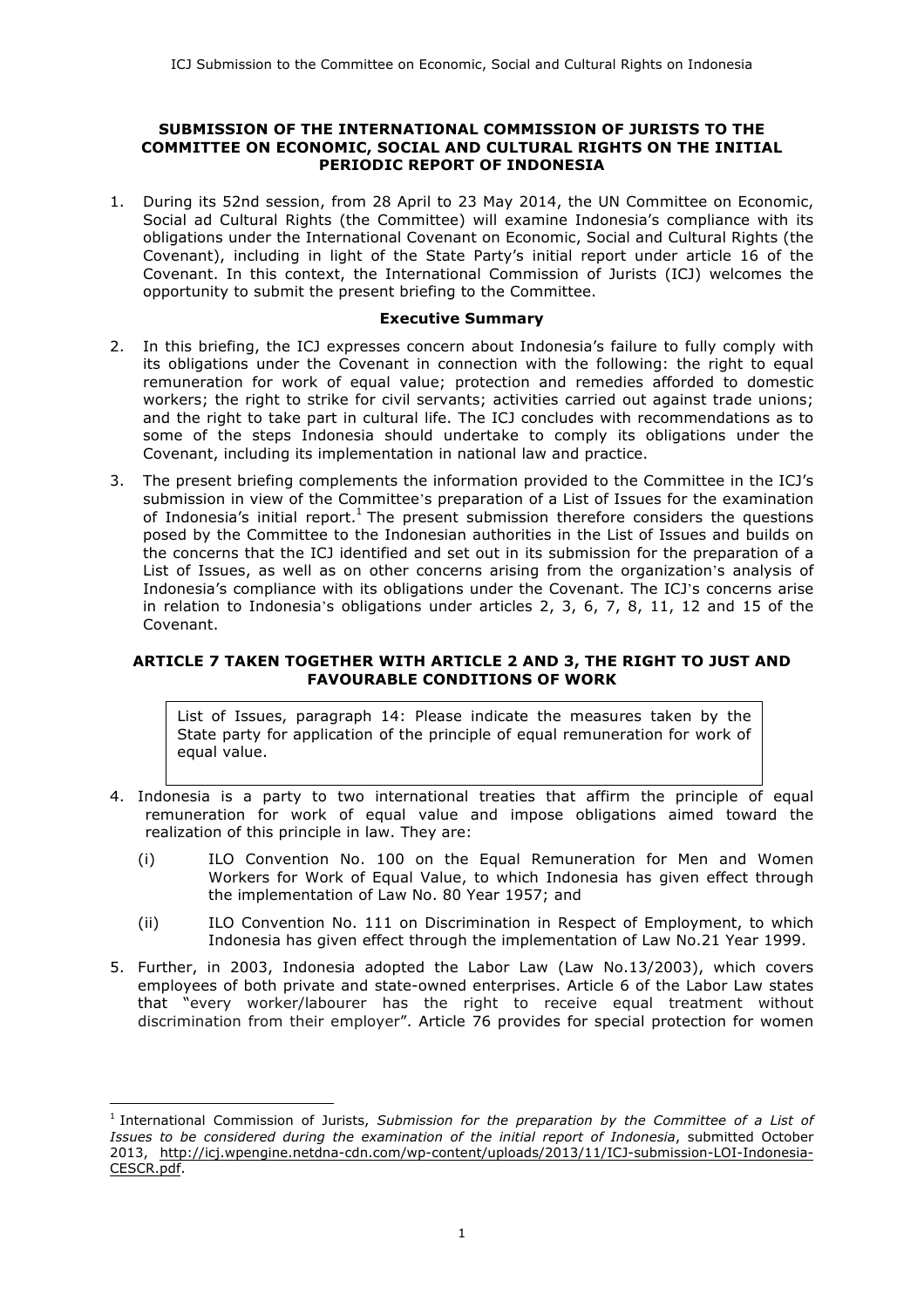**SUBMISSION OF THE INTERNATIONAL COMMISSION OF JURISTS TO THE COMMITTEE ON ECONOMIC, SOCIAL AND CULTURAL RIGHTS ON THE INITIAL PERIODIC REPORT OF INDONESIA**

1. During its 52nd session, from 28 April to 23 May 2014, the UN Committee on Economic, Social ad Cultural Rights (the Committee) will examine Indonesia's compliance with its obligations under the International Covenant on Economic, Social and Cultural Rights (the Covenant), including in light of the State Party's initial report under article 16 of the Covenant. In this context, the International Commission of Jurists (ICJ) welcomes the opportunity to submit the present briefing to the Committee.

**Executive Summary**

2. In this briefing, the ICJ expresses concern about Indonesia's failure to fully comply with its obligations under the Covenant in connection with the following: the right to equal remuneration for work of equal value; protection and remedies afforded to domestic workers; the right to strike for civil servants; activities carried out against trade unions; and the right to take part in cultural life. The ICJ concludes with recommendations as to some of the steps Indonesia should undertake to comply its obligations under the Covenant, including its implementation in national law and practice.

3. The present briefing complements the information provided to the Committee in the ICJ's submission in view of the Committee's preparation of a List of Issues for the examination of Indonesia's initial report.[1] The present submission therefore considers the questions posed by the Committee to the Indonesian authorities in the List of Issues and builds on the concerns that the ICJ identified and set out in its submission for the preparation of a List of Issues, as well as on other concerns arising from the organization's analysis of Indonesia's compliance with its obligations under the Covenant. The ICJ's concerns arise in relation to Indonesia's obligations under articles 2, 3, 6, 7, 8, 11, 12 and 15 of the Covenant.

**ARTICLE 7 TAKEN TOGETHER WITH ARTICLE 2 AND 3, THE RIGHT TO JUST AND FAVOURABLE CONDITIONS OF WORK**

> List of Issues, paragraph 14: Please indicate the measures taken by the State party for application of the principle of equal remuneration for work of equal value.

4. Indonesia is a party to two international treaties that affirm the principle of equal remuneration for work of equal value and impose obligations aimed toward the realization of this principle in law. They are:
   - (i) ILO Convention No. 100 on the Equal Remuneration for Men and Women Workers for Work of Equal Value, to which Indonesia has given effect through the implementation of Law No. 80 Year 1957; and
   - (ii) ILO Convention No. 111 on Discrimination in Respect of Employment, to which Indonesia has given effect through the implementation of Law No.21 Year 1999.

5. Further, in 2003, Indonesia adopted the Labor Law (Law No.13/2003), which covers employees of both private and state-owned enterprises. Article 6 of the Labor Law states that "every worker/labourer has the right to receive equal treatment without discrimination from their employer". Article 76 provides for special protection for women

---

[1] International Commission of Jurists, *Submission for the preparation by the Committee of a List of Issues to be considered during the examination of the initial report of Indonesia*, submitted October 2013, http://icj.wpengine.netdna-cdn.com/wp-content/uploads/2013/11/ICJ-submission-LOI-Indonesia-CESCR.pdf.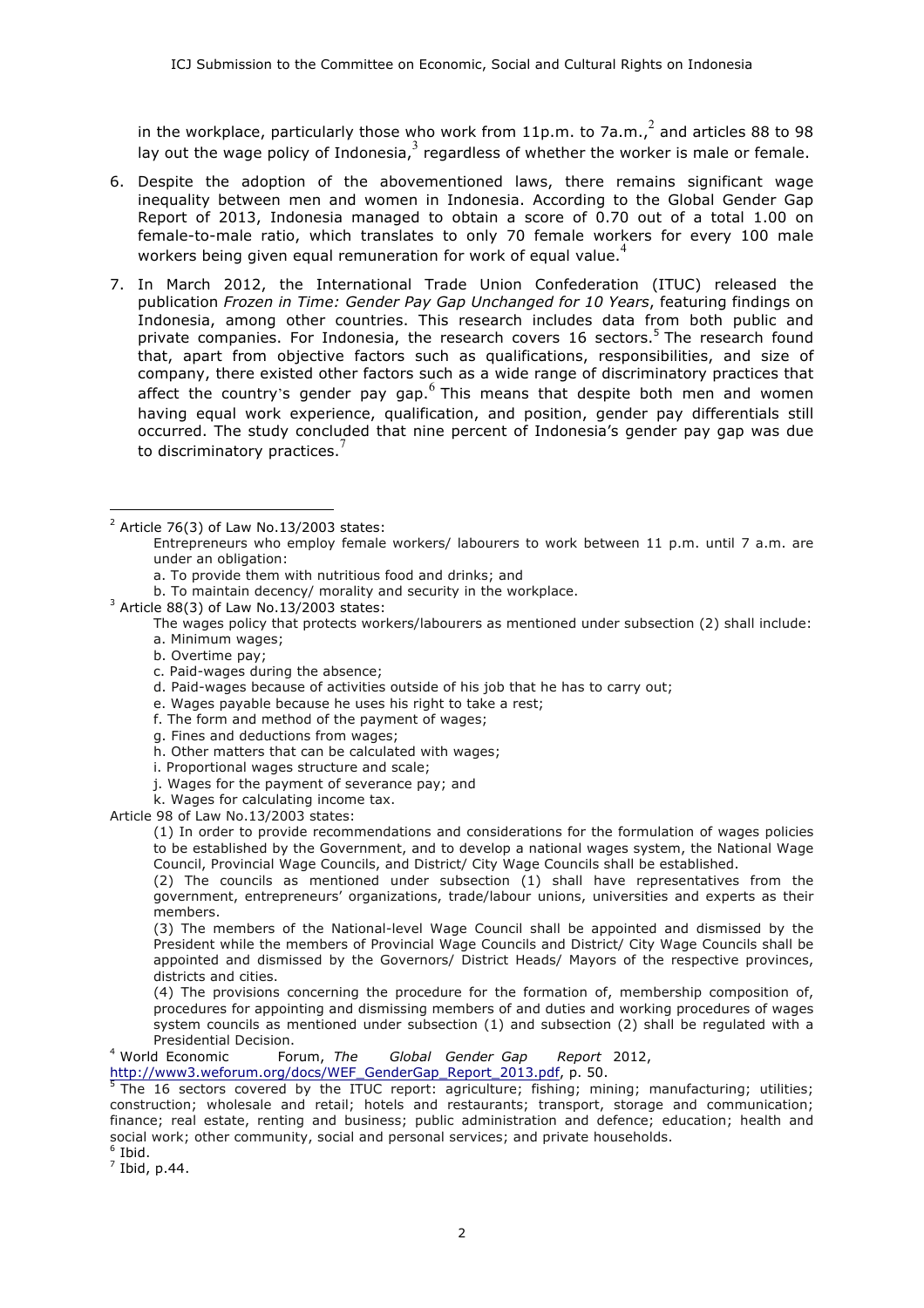in the workplace, particularly those who work from 11p.m. to 7a.m.,[2] and articles 88 to 98 lay out the wage policy of Indonesia,[3] regardless of whether the worker is male or female.

6. Despite the adoption of the abovementioned laws, there remains significant wage inequality between men and women in Indonesia. According to the Global Gender Gap Report of 2013, Indonesia managed to obtain a score of 0.70 out of a total 1.00 on female-to-male ratio, which translates to only 70 female workers for every 100 male workers being given equal remuneration for work of equal value.[4]

7. In March 2012, the International Trade Union Confederation (ITUC) released the publication *Frozen in Time: Gender Pay Gap Unchanged for 10 Years*, featuring findings on Indonesia, among other countries. This research includes data from both public and private companies. For Indonesia, the research covers 16 sectors.[5] The research found that, apart from objective factors such as qualifications, responsibilities, and size of company, there existed other factors such as a wide range of discriminatory practices that affect the country's gender pay gap.[6] This means that despite both men and women having equal work experience, qualification, and position, gender pay differentials still occurred. The study concluded that nine percent of Indonesia's gender pay gap was due to discriminatory practices.[7]

---

[2] Article 76(3) of Law No.13/2003 states:

> Entrepreneurs who employ female workers/ labourers to work between 11 p.m. until 7 a.m. are under an obligation:
> a. To provide them with nutritious food and drinks; and
> b. To maintain decency/ morality and security in the workplace.

[3] Article 88(3) of Law No.13/2003 states:

> The wages policy that protects workers/labourers as mentioned under subsection (2) shall include:
> a. Minimum wages;
> b. Overtime pay;
> c. Paid-wages during the absence;
> d. Paid-wages because of activities outside of his job that he has to carry out;
> e. Wages payable because he uses his right to take a rest;
> f. The form and method of the payment of wages;
> g. Fines and deductions from wages;
> h. Other matters that can be calculated with wages;
> i. Proportional wages structure and scale;
> j. Wages for the payment of severance pay; and
> k. Wages for calculating income tax.

Article 98 of Law No.13/2003 states:

> (1) In order to provide recommendations and considerations for the formulation of wages policies to be established by the Government, and to develop a national wages system, the National Wage Council, Provincial Wage Councils, and District/ City Wage Councils shall be established.
>
> (2) The councils as mentioned under subsection (1) shall have representatives from the government, entrepreneurs' organizations, trade/labour unions, universities and experts as their members.
>
> (3) The members of the National-level Wage Council shall be appointed and dismissed by the President while the members of Provincial Wage Councils and District/ City Wage Councils shall be appointed and dismissed by the Governors/ District Heads/ Mayors of the respective provinces, districts and cities.
>
> (4) The provisions concerning the procedure for the formation of, membership composition of, procedures for appointing and dismissing members of and duties and working procedures of wages system councils as mentioned under subsection (1) and subsection (2) shall be regulated with a Presidential Decision.

[4] World Economic Forum, *The Global Gender Gap Report* 2012, http://www3.weforum.org/docs/WEF_GenderGap_Report_2013.pdf, p. 50.

[5] The 16 sectors covered by the ITUC report: agriculture; fishing; mining; manufacturing; utilities; construction; wholesale and retail; hotels and restaurants; transport, storage and communication; finance; real estate, renting and business; public administration and defence; education; health and social work; other community, social and personal services; and private households.

[6] Ibid.

[7] Ibid, p.44.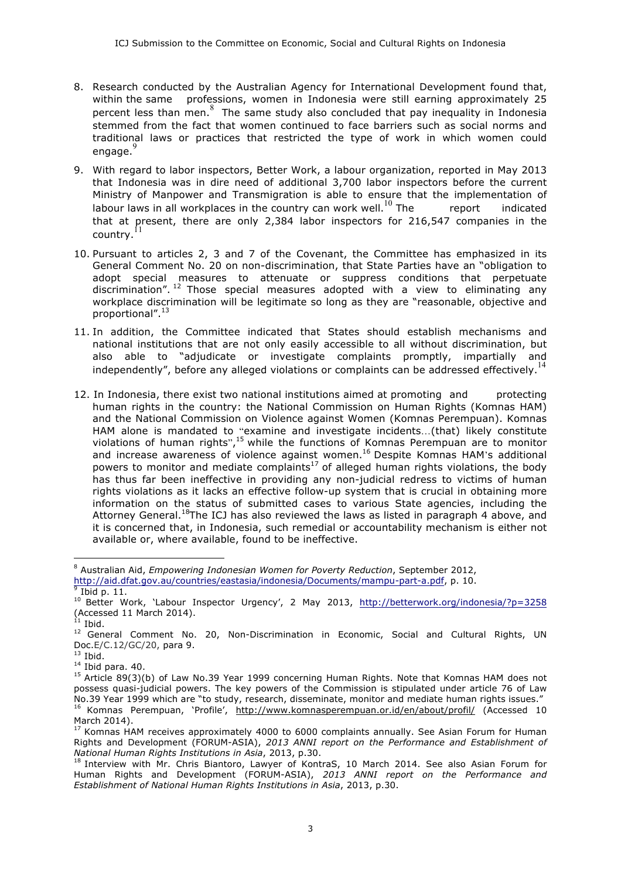8. Research conducted by the Australian Agency for International Development found that, within the same professions, women in Indonesia were still earning approximately 25 percent less than men.[8] The same study also concluded that pay inequality in Indonesia stemmed from the fact that women continued to face barriers such as social norms and traditional laws or practices that restricted the type of work in which women could engage.[9]

9. With regard to labor inspectors, Better Work, a labour organization, reported in May 2013 that Indonesia was in dire need of additional 3,700 labor inspectors before the current Ministry of Manpower and Transmigration is able to ensure that the implementation of labour laws in all workplaces in the country can work well.[10] The report indicated that at present, there are only 2,384 labor inspectors for 216,547 companies in the country.[11]

10. Pursuant to articles 2, 3 and 7 of the Covenant, the Committee has emphasized in its General Comment No. 20 on non-discrimination, that State Parties have an "obligation to adopt special measures to attenuate or suppress conditions that perpetuate discrimination".[12] Those special measures adopted with a view to eliminating any workplace discrimination will be legitimate so long as they are "reasonable, objective and proportional".[13]

11. In addition, the Committee indicated that States should establish mechanisms and national institutions that are not only easily accessible to all without discrimination, but also able to "adjudicate or investigate complaints promptly, impartially and independently", before any alleged violations or complaints can be addressed effectively.[14]

12. In Indonesia, there exist two national institutions aimed at promoting and protecting human rights in the country: the National Commission on Human Rights (Komnas HAM) and the National Commission on Violence against Women (Komnas Perempuan). Komnas HAM alone is mandated to "examine and investigate incidents…(that) likely constitute violations of human rights",[15] while the functions of Komnas Perempuan are to monitor and increase awareness of violence against women.[16] Despite Komnas HAM's additional powers to monitor and mediate complaints[17] of alleged human rights violations, the body has thus far been ineffective in providing any non-judicial redress to victims of human rights violations as it lacks an effective follow-up system that is crucial in obtaining more information on the status of submitted cases to various State agencies, including the Attorney General.[18] The ICJ has also reviewed the laws as listed in paragraph 4 above, and it is concerned that, in Indonesia, such remedial or accountability mechanism is either not available or, where available, found to be ineffective.

---

[8] Australian Aid, *Empowering Indonesian Women for Poverty Reduction*, September 2012, http://aid.dfat.gov.au/countries/eastasia/indonesia/Documents/mampu-part-a.pdf, p. 10.

[9] Ibid p. 11.

[10] Better Work, 'Labour Inspector Urgency', 2 May 2013, http://betterwork.org/indonesia/?p=3258 (Accessed 11 March 2014).

[11] Ibid.

[12] General Comment No. 20, Non-Discrimination in Economic, Social and Cultural Rights, UN Doc.E/C.12/GC/20, para 9.

[13] Ibid.

[14] Ibid para. 40.

[15] Article 89(3)(b) of Law No.39 Year 1999 concerning Human Rights. Note that Komnas HAM does not possess quasi-judicial powers. The key powers of the Commission is stipulated under article 76 of Law No.39 Year 1999 which are "to study, research, disseminate, monitor and mediate human rights issues."

[16] Komnas Perempuan, 'Profile', http://www.komnasperempuan.or.id/en/about/profil/ (Accessed 10 March 2014).

[17] Komnas HAM receives approximately 4000 to 6000 complaints annually. See Asian Forum for Human Rights and Development (FORUM-ASIA), *2013 ANNI report on the Performance and Establishment of National Human Rights Institutions in Asia*, 2013, p.30.

[18] Interview with Mr. Chris Biantoro, Lawyer of KontraS, 10 March 2014. See also Asian Forum for Human Rights and Development (FORUM-ASIA), *2013 ANNI report on the Performance and Establishment of National Human Rights Institutions in Asia*, 2013, p.30.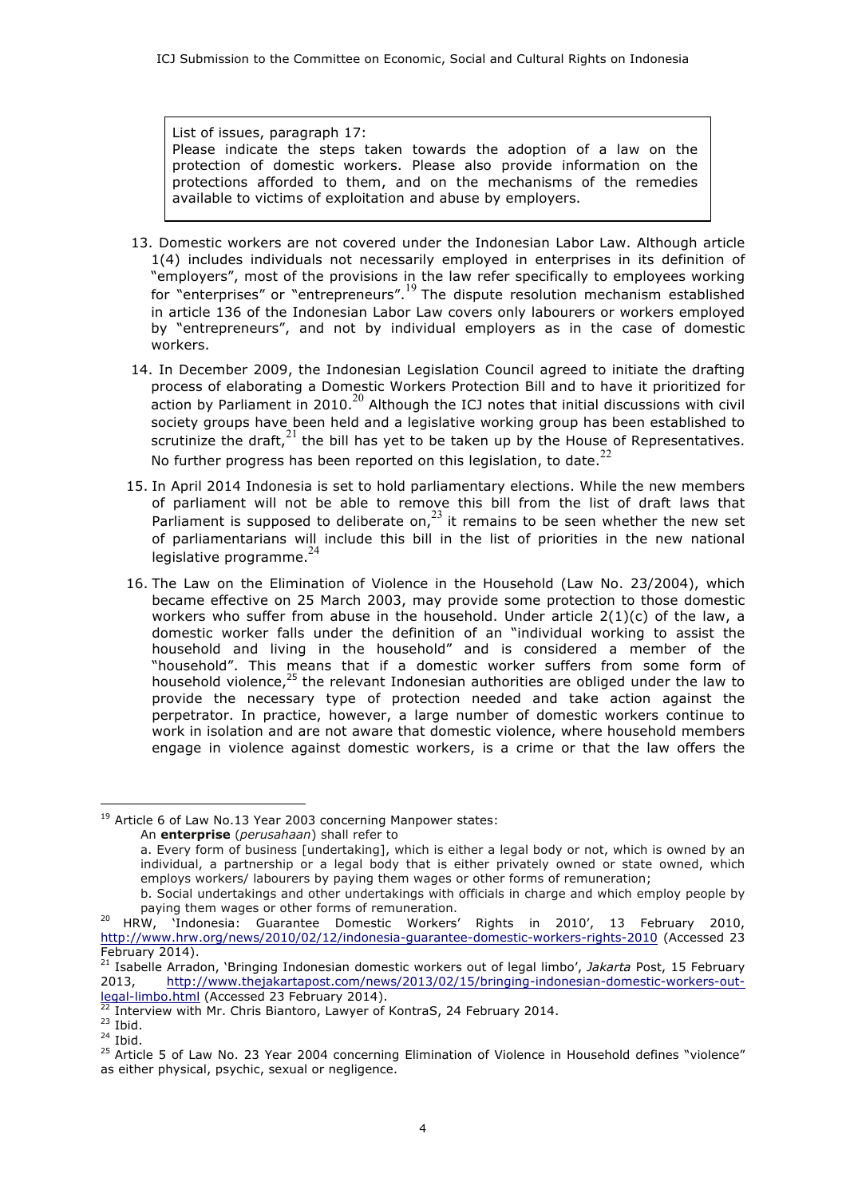List of issues, paragraph 17:
Please indicate the steps taken towards the adoption of a law on the protection of domestic workers. Please also provide information on the protections afforded to them, and on the mechanisms of the remedies available to victims of exploitation and abuse by employers.

13. Domestic workers are not covered under the Indonesian Labor Law. Although article 1(4) includes individuals not necessarily employed in enterprises in its definition of "employers", most of the provisions in the law refer specifically to employees working for "enterprises" or "entrepreneurs".[19] The dispute resolution mechanism established in article 136 of the Indonesian Labor Law covers only labourers or workers employed by "entrepreneurs", and not by individual employers as in the case of domestic workers.

14. In December 2009, the Indonesian Legislation Council agreed to initiate the drafting process of elaborating a Domestic Workers Protection Bill and to have it prioritized for action by Parliament in 2010.[20] Although the ICJ notes that initial discussions with civil society groups have been held and a legislative working group has been established to scrutinize the draft,[21] the bill has yet to be taken up by the House of Representatives. No further progress has been reported on this legislation, to date.[22]

15. In April 2014 Indonesia is set to hold parliamentary elections. While the new members of parliament will not be able to remove this bill from the list of draft laws that Parliament is supposed to deliberate on,[23] it remains to be seen whether the new set of parliamentarians will include this bill in the list of priorities in the new national legislative programme.[24]

16. The Law on the Elimination of Violence in the Household (Law No. 23/2004), which became effective on 25 March 2003, may provide some protection to those domestic workers who suffer from abuse in the household. Under article 2(1)(c) of the law, a domestic worker falls under the definition of an "individual working to assist the household and living in the household" and is considered a member of the "household". This means that if a domestic worker suffers from some form of household violence,[25] the relevant Indonesian authorities are obliged under the law to provide the necessary type of protection needed and take action against the perpetrator. In practice, however, a large number of domestic workers continue to work in isolation and are not aware that domestic violence, where household members engage in violence against domestic workers, is a crime or that the law offers the

---

[19] Article 6 of Law No.13 Year 2003 concerning Manpower states:
An **enterprise** (*perusahaan*) shall refer to
a. Every form of business [undertaking], which is either a legal body or not, which is owned by an individual, a partnership or a legal body that is either privately owned or state owned, which employs workers/ labourers by paying them wages or other forms of remuneration;
b. Social undertakings and other undertakings with officials in charge and which employ people by paying them wages or other forms of remuneration.

[20] HRW, 'Indonesia: Guarantee Domestic Workers' Rights in 2010', 13 February 2010, http://www.hrw.org/news/2010/02/12/indonesia-guarantee-domestic-workers-rights-2010 (Accessed 23 February 2014).

[21] Isabelle Arradon, 'Bringing Indonesian domestic workers out of legal limbo', *Jakarta* Post, 15 February 2013, http://www.thejakartapost.com/news/2013/02/15/bringing-indonesian-domestic-workers-out-legal-limbo.html (Accessed 23 February 2014).

[22] Interview with Mr. Chris Biantoro, Lawyer of KontraS, 24 February 2014.

[23] Ibid.

[24] Ibid.

[25] Article 5 of Law No. 23 Year 2004 concerning Elimination of Violence in Household defines "violence" as either physical, psychic, sexual or negligence.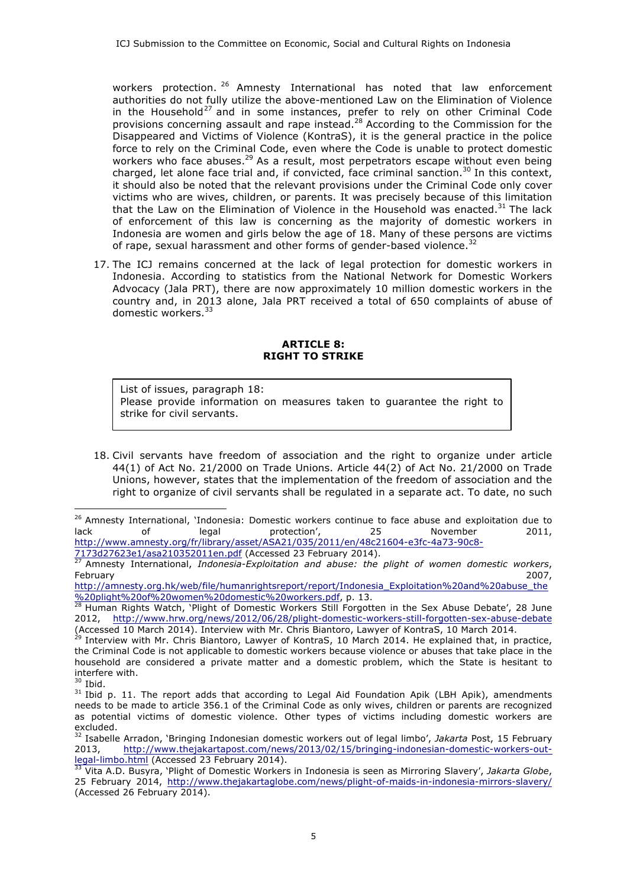workers protection.[26] Amnesty International has noted that law enforcement authorities do not fully utilize the above-mentioned Law on the Elimination of Violence in the Household[27] and in some instances, prefer to rely on other Criminal Code provisions concerning assault and rape instead.[28] According to the Commission for the Disappeared and Victims of Violence (KontraS), it is the general practice in the police force to rely on the Criminal Code, even where the Code is unable to protect domestic workers who face abuses.[29] As a result, most perpetrators escape without even being charged, let alone face trial and, if convicted, face criminal sanction.[30] In this context, it should also be noted that the relevant provisions under the Criminal Code only cover victims who are wives, children, or parents. It was precisely because of this limitation that the Law on the Elimination of Violence in the Household was enacted.[31] The lack of enforcement of this law is concerning as the majority of domestic workers in Indonesia are women and girls below the age of 18. Many of these persons are victims of rape, sexual harassment and other forms of gender-based violence.[32]

17. The ICJ remains concerned at the lack of legal protection for domestic workers in Indonesia. According to statistics from the National Network for Domestic Workers Advocacy (Jala PRT), there are now approximately 10 million domestic workers in the country and, in 2013 alone, Jala PRT received a total of 650 complaints of abuse of domestic workers.[33]

## ARTICLE 8: RIGHT TO STRIKE

> List of issues, paragraph 18:
> Please provide information on measures taken to guarantee the right to strike for civil servants.

18. Civil servants have freedom of association and the right to organize under article 44(1) of Act No. 21/2000 on Trade Unions. Article 44(2) of Act No. 21/2000 on Trade Unions, however, states that the implementation of the freedom of association and the right to organize of civil servants shall be regulated in a separate act. To date, no such

---

[26] Amnesty International, 'Indonesia: Domestic workers continue to face abuse and exploitation due to lack of legal protection', 25 November 2011, http://www.amnesty.org/fr/library/asset/ASA21/035/2011/en/48c21604-e3fc-4a73-90c8-7173d27623e1/asa210352011en.pdf (Accessed 23 February 2014).

[27] Amnesty International, *Indonesia-Exploitation and abuse: the plight of women domestic workers*, February 2007, http://amnesty.org.hk/web/file/humanrightsreport/report/Indonesia_Exploitation%20and%20abuse_the%20plight%20of%20women%20domestic%20workers.pdf, p. 13.

[28] Human Rights Watch, 'Plight of Domestic Workers Still Forgotten in the Sex Abuse Debate', 28 June 2012, http://www.hrw.org/news/2012/06/28/plight-domestic-workers-still-forgotten-sex-abuse-debate (Accessed 10 March 2014). Interview with Mr. Chris Biantoro, Lawyer of KontraS, 10 March 2014.

[29] Interview with Mr. Chris Biantoro, Lawyer of KontraS, 10 March 2014. He explained that, in practice, the Criminal Code is not applicable to domestic workers because violence or abuses that take place in the household are considered a private matter and a domestic problem, which the State is hesitant to interfere with.

[30] Ibid.

[31] Ibid p. 11. The report adds that according to Legal Aid Foundation Apik (LBH Apik), amendments needs to be made to article 356.1 of the Criminal Code as only wives, children or parents are recognized as potential victims of domestic violence. Other types of victims including domestic workers are excluded.

[32] Isabelle Arradon, 'Bringing Indonesian domestic workers out of legal limbo', *Jakarta* Post, 15 February 2013, http://www.thejakartapost.com/news/2013/02/15/bringing-indonesian-domestic-workers-out-legal-limbo.html (Accessed 23 February 2014).

[33] Vita A.D. Busyra, 'Plight of Domestic Workers in Indonesia is seen as Mirroring Slavery', *Jakarta Globe*, 25 February 2014, http://www.thejakartaglobe.com/news/plight-of-maids-in-indonesia-mirrors-slavery/ (Accessed 26 February 2014).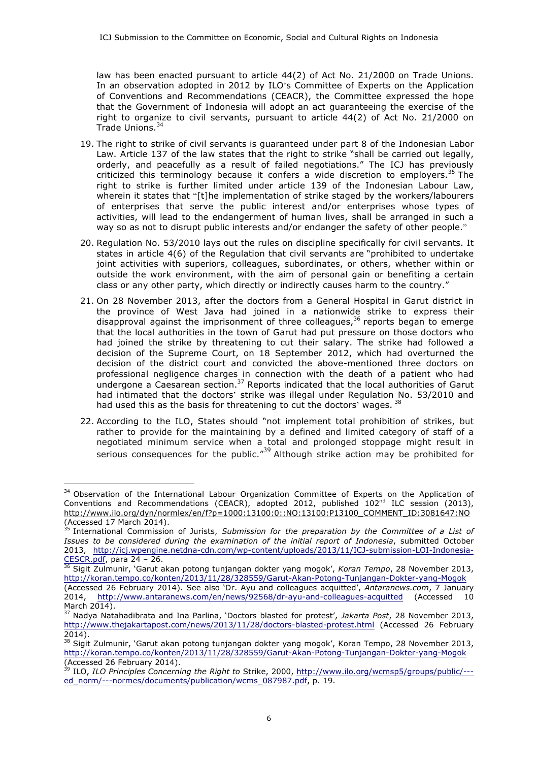law has been enacted pursuant to article 44(2) of Act No. 21/2000 on Trade Unions. In an observation adopted in 2012 by ILO's Committee of Experts on the Application of Conventions and Recommendations (CEACR), the Committee expressed the hope that the Government of Indonesia will adopt an act guaranteeing the exercise of the right to organize to civil servants, pursuant to article 44(2) of Act No. 21/2000 on Trade Unions.[34]

19. The right to strike of civil servants is guaranteed under part 8 of the Indonesian Labor Law. Article 137 of the law states that the right to strike "shall be carried out legally, orderly, and peacefully as a result of failed negotiations." The ICJ has previously criticized this terminology because it confers a wide discretion to employers.[35] The right to strike is further limited under article 139 of the Indonesian Labour Law, wherein it states that "[t]he implementation of strike staged by the workers/labourers of enterprises that serve the public interest and/or enterprises whose types of activities, will lead to the endangerment of human lives, shall be arranged in such a way so as not to disrupt public interests and/or endanger the safety of other people."

20. Regulation No. 53/2010 lays out the rules on discipline specifically for civil servants. It states in article 4(6) of the Regulation that civil servants are "prohibited to undertake joint activities with superiors, colleagues, subordinates, or others, whether within or outside the work environment, with the aim of personal gain or benefiting a certain class or any other party, which directly or indirectly causes harm to the country."

21. On 28 November 2013, after the doctors from a General Hospital in Garut district in the province of West Java had joined in a nationwide strike to express their disapproval against the imprisonment of three colleagues,[36] reports began to emerge that the local authorities in the town of Garut had put pressure on those doctors who had joined the strike by threatening to cut their salary. The strike had followed a decision of the Supreme Court, on 18 September 2012, which had overturned the decision of the district court and convicted the above-mentioned three doctors on professional negligence charges in connection with the death of a patient who had undergone a Caesarean section.[37] Reports indicated that the local authorities of Garut had intimated that the doctors' strike was illegal under Regulation No. 53/2010 and had used this as the basis for threatening to cut the doctors' wages.[38]

22. According to the ILO, States should "not implement total prohibition of strikes, but rather to provide for the maintaining by a defined and limited category of staff of a negotiated minimum service when a total and prolonged stoppage might result in serious consequences for the public."[39] Although strike action may be prohibited for

---

[34] Observation of the International Labour Organization Committee of Experts on the Application of Conventions and Recommendations (CEACR), adopted 2012, published 102nd ILC session (2013), http://www.ilo.org/dyn/normlex/en/f?p=1000:13100:0::NO:13100:P13100_COMMENT_ID:3081647:NO (Accessed 17 March 2014).

[35] International Commission of Jurists, *Submission for the preparation by the Committee of a List of Issues to be considered during the examination of the initial report of Indonesia*, submitted October 2013, http://icj.wpengine.netdna-cdn.com/wp-content/uploads/2013/11/ICJ-submission-LOI-Indonesia-CESCR.pdf, para 24 – 26.

[36] Sigit Zulmunir, 'Garut akan potong tunjangan dokter yang mogok', *Koran Tempo*, 28 November 2013, http://koran.tempo.co/konten/2013/11/28/328559/Garut-Akan-Potong-Tunjangan-Dokter-yang-Mogok (Accessed 26 February 2014). See also 'Dr. Ayu and colleagues acquitted', *Antaranews.com*, 7 January 2014, http://www.antaranews.com/en/news/92568/dr-ayu-and-colleagues-acquitted (Accessed 10 March 2014).

[37] Nadya Natahadibrata and Ina Parlina, 'Doctors blasted for protest', *Jakarta Post*, 28 November 2013, http://www.thejakartapost.com/news/2013/11/28/doctors-blasted-protest.html (Accessed 26 February 2014).

[38] Sigit Zulmunir, 'Garut akan potong tunjangan dokter yang mogok', Koran Tempo, 28 November 2013, http://koran.tempo.co/konten/2013/11/28/328559/Garut-Akan-Potong-Tunjangan-Dokter-yang-Mogok (Accessed 26 February 2014).

[39] ILO, *ILO Principles Concerning the Right to* Strike, 2000, http://www.ilo.org/wcmsp5/groups/public/---ed_norm/---normes/documents/publication/wcms_087987.pdf, p. 19.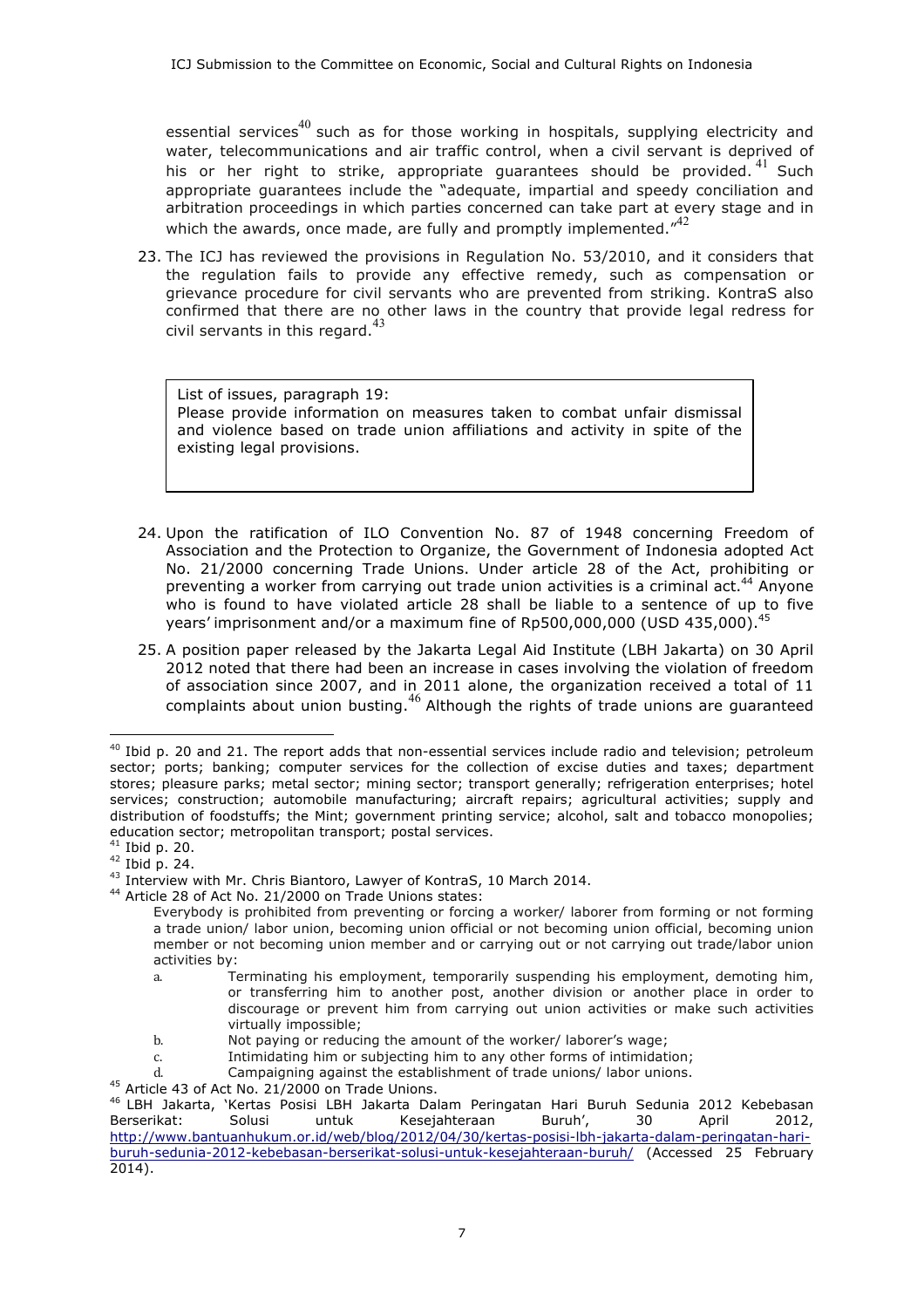essential services[40] such as for those working in hospitals, supplying electricity and water, telecommunications and air traffic control, when a civil servant is deprived of his or her right to strike, appropriate guarantees should be provided.[41] Such appropriate guarantees include the "adequate, impartial and speedy conciliation and arbitration proceedings in which parties concerned can take part at every stage and in which the awards, once made, are fully and promptly implemented."[42]

23. The ICJ has reviewed the provisions in Regulation No. 53/2010, and it considers that the regulation fails to provide any effective remedy, such as compensation or grievance procedure for civil servants who are prevented from striking. KontraS also confirmed that there are no other laws in the country that provide legal redress for civil servants in this regard.[43]

> List of issues, paragraph 19:
> Please provide information on measures taken to combat unfair dismissal and violence based on trade union affiliations and activity in spite of the existing legal provisions.

24. Upon the ratification of ILO Convention No. 87 of 1948 concerning Freedom of Association and the Protection to Organize, the Government of Indonesia adopted Act No. 21/2000 concerning Trade Unions. Under article 28 of the Act, prohibiting or preventing a worker from carrying out trade union activities is a criminal act.[44] Anyone who is found to have violated article 28 shall be liable to a sentence of up to five years' imprisonment and/or a maximum fine of Rp500,000,000 (USD 435,000).[45]

25. A position paper released by the Jakarta Legal Aid Institute (LBH Jakarta) on 30 April 2012 noted that there had been an increase in cases involving the violation of freedom of association since 2007, and in 2011 alone, the organization received a total of 11 complaints about union busting.[46] Although the rights of trade unions are guaranteed

---

[40] Ibid p. 20 and 21. The report adds that non-essential services include radio and television; petroleum sector; ports; banking; computer services for the collection of excise duties and taxes; department stores; pleasure parks; metal sector; mining sector; transport generally; refrigeration enterprises; hotel services; construction; automobile manufacturing; aircraft repairs; agricultural activities; supply and distribution of foodstuffs; the Mint; government printing service; alcohol, salt and tobacco monopolies; education sector; metropolitan transport; postal services.

[41] Ibid p. 20.

[42] Ibid p. 24.

[43] Interview with Mr. Chris Biantoro, Lawyer of KontraS, 10 March 2014.

[44] Article 28 of Act No. 21/2000 on Trade Unions states:

Everybody is prohibited from preventing or forcing a worker/ laborer from forming or not forming a trade union/ labor union, becoming union official or not becoming union official, becoming union member or not becoming union member and or carrying out or not carrying out trade/labor union activities by:

a. Terminating his employment, temporarily suspending his employment, demoting him, or transferring him to another post, another division or another place in order to discourage or prevent him from carrying out union activities or make such activities virtually impossible;
b. Not paying or reducing the amount of the worker/ laborer's wage;
c. Intimidating him or subjecting him to any other forms of intimidation;
d. Campaigning against the establishment of trade unions/ labor unions.

[45] Article 43 of Act No. 21/2000 on Trade Unions.

[46] LBH Jakarta, 'Kertas Posisi LBH Jakarta Dalam Peringatan Hari Buruh Sedunia 2012 Kebebasan Berserikat: Solusi untuk Kesejahteraan Buruh', 30 April 2012, http://www.bantuanhukum.or.id/web/blog/2012/04/30/kertas-posisi-lbh-jakarta-dalam-peringatan-hari-buruh-sedunia-2012-kebebasan-berserikat-solusi-untuk-kesejahteraan-buruh/ (Accessed 25 February 2014).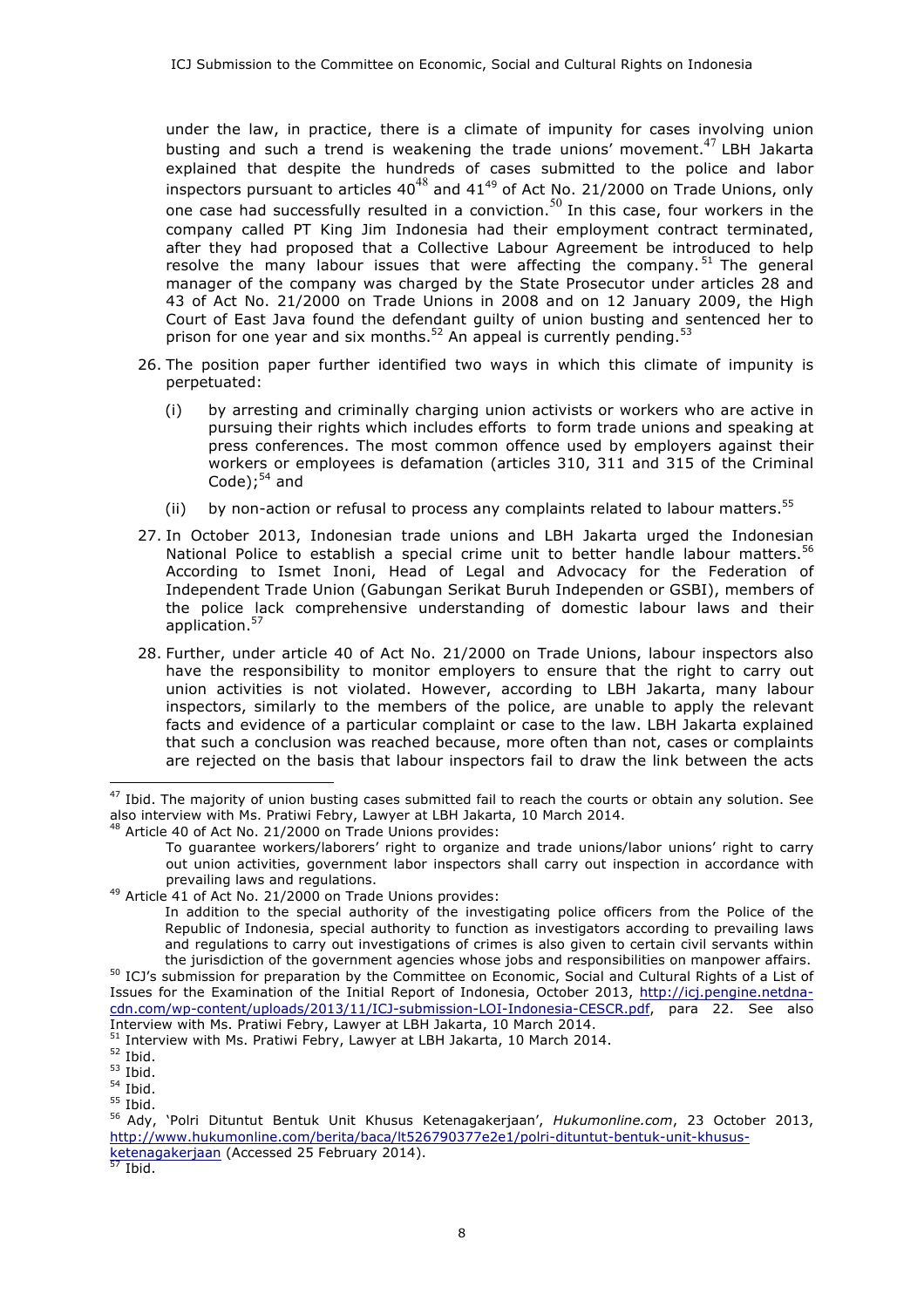under the law, in practice, there is a climate of impunity for cases involving union busting and such a trend is weakening the trade unions' movement.[47] LBH Jakarta explained that despite the hundreds of cases submitted to the police and labor inspectors pursuant to articles 40[48] and 41[49] of Act No. 21/2000 on Trade Unions, only one case had successfully resulted in a conviction.[50] In this case, four workers in the company called PT King Jim Indonesia had their employment contract terminated, after they had proposed that a Collective Labour Agreement be introduced to help resolve the many labour issues that were affecting the company.[51] The general manager of the company was charged by the State Prosecutor under articles 28 and 43 of Act No. 21/2000 on Trade Unions in 2008 and on 12 January 2009, the High Court of East Java found the defendant guilty of union busting and sentenced her to prison for one year and six months.[52] An appeal is currently pending.[53]

26. The position paper further identified two ways in which this climate of impunity is perpetuated:

    (i) by arresting and criminally charging union activists or workers who are active in pursuing their rights which includes efforts to form trade unions and speaking at press conferences. The most common offence used by employers against their workers or employees is defamation (articles 310, 311 and 315 of the Criminal Code);[54] and

    (ii) by non-action or refusal to process any complaints related to labour matters.[55]

27. In October 2013, Indonesian trade unions and LBH Jakarta urged the Indonesian National Police to establish a special crime unit to better handle labour matters.[56] According to Ismet Inoni, Head of Legal and Advocacy for the Federation of Independent Trade Union (Gabungan Serikat Buruh Independen or GSBI), members of the police lack comprehensive understanding of domestic labour laws and their application.[57]

28. Further, under article 40 of Act No. 21/2000 on Trade Unions, labour inspectors also have the responsibility to monitor employers to ensure that the right to carry out union activities is not violated. However, according to LBH Jakarta, many labour inspectors, similarly to the members of the police, are unable to apply the relevant facts and evidence of a particular complaint or case to the law. LBH Jakarta explained that such a conclusion was reached because, more often than not, cases or complaints are rejected on the basis that labour inspectors fail to draw the link between the acts

---

[47] Ibid. The majority of union busting cases submitted fail to reach the courts or obtain any solution. See also interview with Ms. Pratiwi Febry, Lawyer at LBH Jakarta, 10 March 2014.

[48] Article 40 of Act No. 21/2000 on Trade Unions provides:

> To guarantee workers/laborers' right to organize and trade unions/labor unions' right to carry out union activities, government labor inspectors shall carry out inspection in accordance with prevailing laws and regulations.

[49] Article 41 of Act No. 21/2000 on Trade Unions provides:

> In addition to the special authority of the investigating police officers from the Police of the Republic of Indonesia, special authority to function as investigators according to prevailing laws and regulations to carry out investigations of crimes is also given to certain civil servants within the jurisdiction of the government agencies whose jobs and responsibilities on manpower affairs.

[50] ICJ's submission for preparation by the Committee on Economic, Social and Cultural Rights of a List of Issues for the Examination of the Initial Report of Indonesia, October 2013, http://icj.pengine.netdna-cdn.com/wp-content/uploads/2013/11/ICJ-submission-LOI-Indonesia-CESCR.pdf, para 22. See also Interview with Ms. Pratiwi Febry, Lawyer at LBH Jakarta, 10 March 2014.

[51] Interview with Ms. Pratiwi Febry, Lawyer at LBH Jakarta, 10 March 2014.

[52] Ibid.

[53] Ibid.

[54] Ibid.

[55] Ibid.

[56] Ady, 'Polri Dituntut Bentuk Unit Khusus Ketenagakerjaan', *Hukumonline.com*, 23 October 2013, http://www.hukumonline.com/berita/baca/lt526790377e2e1/polri-dituntut-bentuk-unit-khusus-ketenagakerjaan (Accessed 25 February 2014).

[57] Ibid.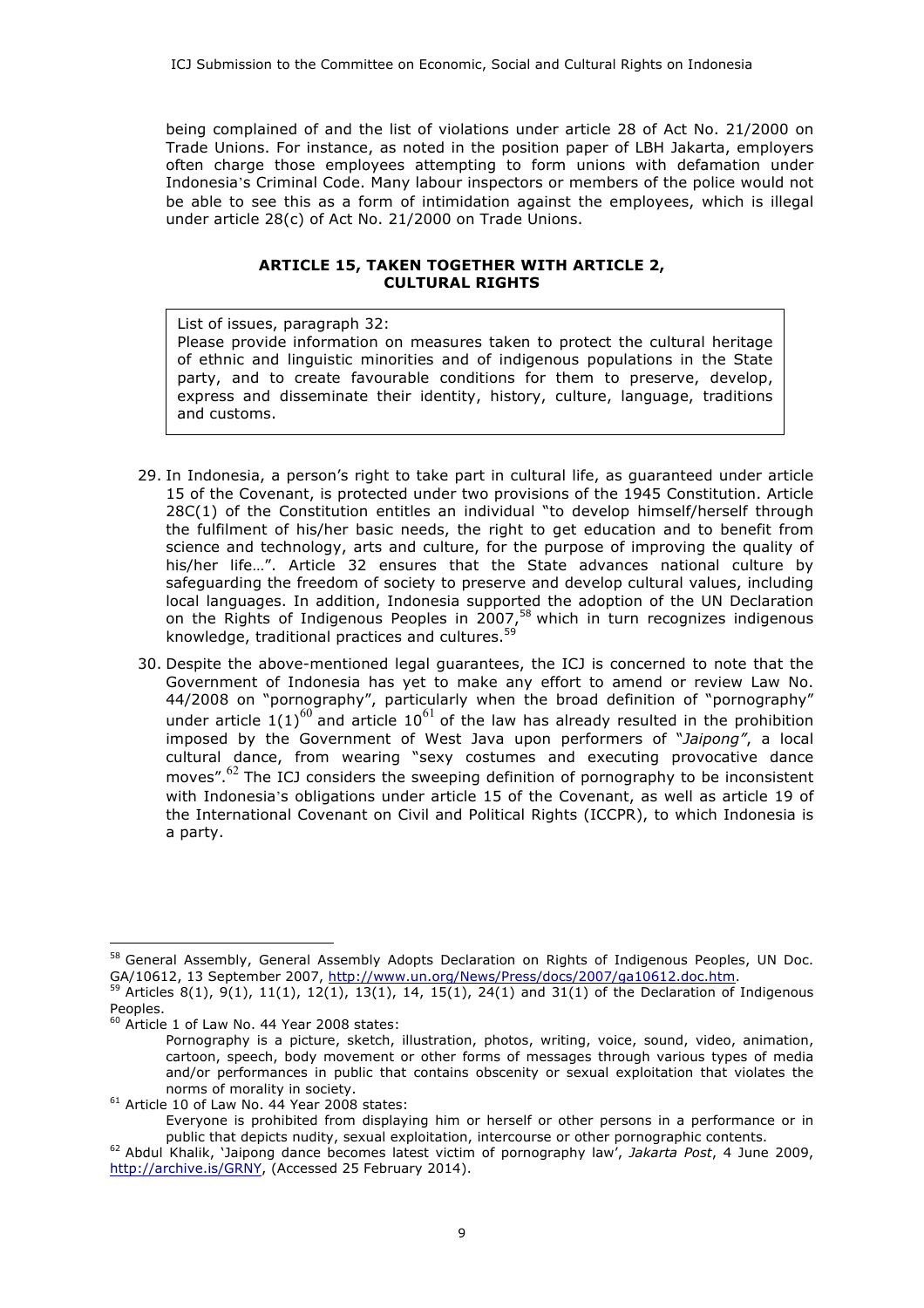being complained of and the list of violations under article 28 of Act No. 21/2000 on Trade Unions. For instance, as noted in the position paper of LBH Jakarta, employers often charge those employees attempting to form unions with defamation under Indonesia's Criminal Code. Many labour inspectors or members of the police would not be able to see this as a form of intimidation against the employees, which is illegal under article 28(c) of Act No. 21/2000 on Trade Unions.

## ARTICLE 15, TAKEN TOGETHER WITH ARTICLE 2, CULTURAL RIGHTS

> List of issues, paragraph 32:
> Please provide information on measures taken to protect the cultural heritage of ethnic and linguistic minorities and of indigenous populations in the State party, and to create favourable conditions for them to preserve, develop, express and disseminate their identity, history, culture, language, traditions and customs.

29. In Indonesia, a person's right to take part in cultural life, as guaranteed under article 15 of the Covenant, is protected under two provisions of the 1945 Constitution. Article 28C(1) of the Constitution entitles an individual "to develop himself/herself through the fulfilment of his/her basic needs, the right to get education and to benefit from science and technology, arts and culture, for the purpose of improving the quality of his/her life…". Article 32 ensures that the State advances national culture by safeguarding the freedom of society to preserve and develop cultural values, including local languages. In addition, Indonesia supported the adoption of the UN Declaration on the Rights of Indigenous Peoples in 2007,[58] which in turn recognizes indigenous knowledge, traditional practices and cultures.[59]

30. Despite the above-mentioned legal guarantees, the ICJ is concerned to note that the Government of Indonesia has yet to make any effort to amend or review Law No. 44/2008 on "pornography", particularly when the broad definition of "pornography" under article 1(1)[60] and article 10[61] of the law has already resulted in the prohibition imposed by the Government of West Java upon performers of "*Jaipong"*, a local cultural dance, from wearing "sexy costumes and executing provocative dance moves".[62] The ICJ considers the sweeping definition of pornography to be inconsistent with Indonesia's obligations under article 15 of the Covenant, as well as article 19 of the International Covenant on Civil and Political Rights (ICCPR), to which Indonesia is a party.

---

[58] General Assembly, General Assembly Adopts Declaration on Rights of Indigenous Peoples, UN Doc. GA/10612, 13 September 2007, http://www.un.org/News/Press/docs/2007/ga10612.doc.htm.

[59] Articles 8(1), 9(1), 11(1), 12(1), 13(1), 14, 15(1), 24(1) and 31(1) of the Declaration of Indigenous Peoples.

[60] Article 1 of Law No. 44 Year 2008 states:

> Pornography is a picture, sketch, illustration, photos, writing, voice, sound, video, animation, cartoon, speech, body movement or other forms of messages through various types of media and/or performances in public that contains obscenity or sexual exploitation that violates the norms of morality in society.

[61] Article 10 of Law No. 44 Year 2008 states:

> Everyone is prohibited from displaying him or herself or other persons in a performance or in public that depicts nudity, sexual exploitation, intercourse or other pornographic contents.

[62] Abdul Khalik, 'Jaipong dance becomes latest victim of pornography law', *Jakarta Post*, 4 June 2009, http://archive.is/GRNY, (Accessed 25 February 2014).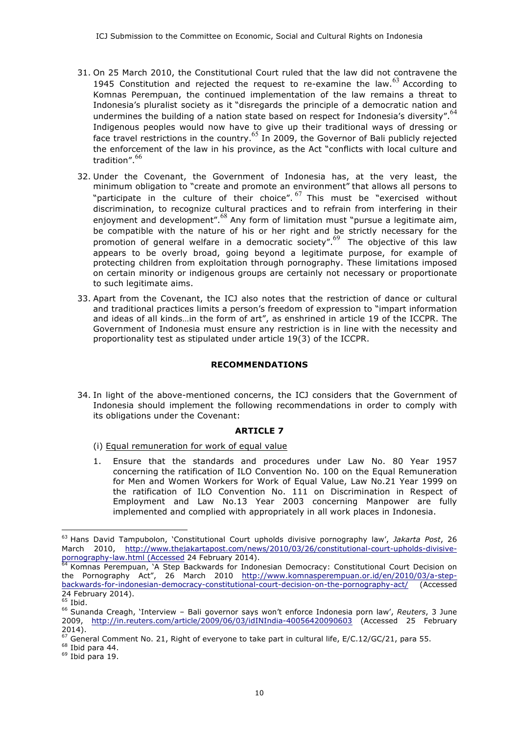31. On 25 March 2010, the Constitutional Court ruled that the law did not contravene the 1945 Constitution and rejected the request to re-examine the law.[63] According to Komnas Perempuan, the continued implementation of the law remains a threat to Indonesia's pluralist society as it "disregards the principle of a democratic nation and undermines the building of a nation state based on respect for Indonesia's diversity".[64] Indigenous peoples would now have to give up their traditional ways of dressing or face travel restrictions in the country.[65] In 2009, the Governor of Bali publicly rejected the enforcement of the law in his province, as the Act "conflicts with local culture and tradition".[66]

32. Under the Covenant, the Government of Indonesia has, at the very least, the minimum obligation to "create and promote an environment" that allows all persons to "participate in the culture of their choice".[67] This must be "exercised without discrimination, to recognize cultural practices and to refrain from interfering in their enjoyment and development".[68] Any form of limitation must "pursue a legitimate aim, be compatible with the nature of his or her right and be strictly necessary for the promotion of general welfare in a democratic society".[69] The objective of this law appears to be overly broad, going beyond a legitimate purpose, for example of protecting children from exploitation through pornography. These limitations imposed on certain minority or indigenous groups are certainly not necessary or proportionate to such legitimate aims.

33. Apart from the Covenant, the ICJ also notes that the restriction of dance or cultural and traditional practices limits a person's freedom of expression to "impart information and ideas of all kinds…in the form of art", as enshrined in article 19 of the ICCPR. The Government of Indonesia must ensure any restriction is in line with the necessity and proportionality test as stipulated under article 19(3) of the ICCPR.

## RECOMMENDATIONS

34. In light of the above-mentioned concerns, the ICJ considers that the Government of Indonesia should implement the following recommendations in order to comply with its obligations under the Covenant:

### ARTICLE 7

(i) Equal remuneration for work of equal value

1. Ensure that the standards and procedures under Law No. 80 Year 1957 concerning the ratification of ILO Convention No. 100 on the Equal Remuneration for Men and Women Workers for Work of Equal Value, Law No.21 Year 1999 on the ratification of ILO Convention No. 111 on Discrimination in Respect of Employment and Law No.13 Year 2003 concerning Manpower are fully implemented and complied with appropriately in all work places in Indonesia.

---

[63] Hans David Tampubolon, 'Constitutional Court upholds divisive pornography law', *Jakarta Post*, 26 March 2010, http://www.thejakartapost.com/news/2010/03/26/constitutional-court-upholds-divisive-pornography-law.html (Accessed 24 February 2014).

[64] Komnas Perempuan, 'A Step Backwards for Indonesian Democracy: Constitutional Court Decision on the Pornography Act", 26 March 2010 http://www.komnasperempuan.or.id/en/2010/03/a-step-backwards-for-indonesian-democracy-constitutional-court-decision-on-the-pornography-act/ (Accessed 24 February 2014).

[65] Ibid.

[66] Sunanda Creagh, 'Interview – Bali governor says won't enforce Indonesia porn law', *Reuters*, 3 June 2009, http://in.reuters.com/article/2009/06/03/idINIndia-40056420090603 (Accessed 25 February 2014).

[67] General Comment No. 21, Right of everyone to take part in cultural life, E/C.12/GC/21, para 55.

[68] Ibid para 44.

[69] Ibid para 19.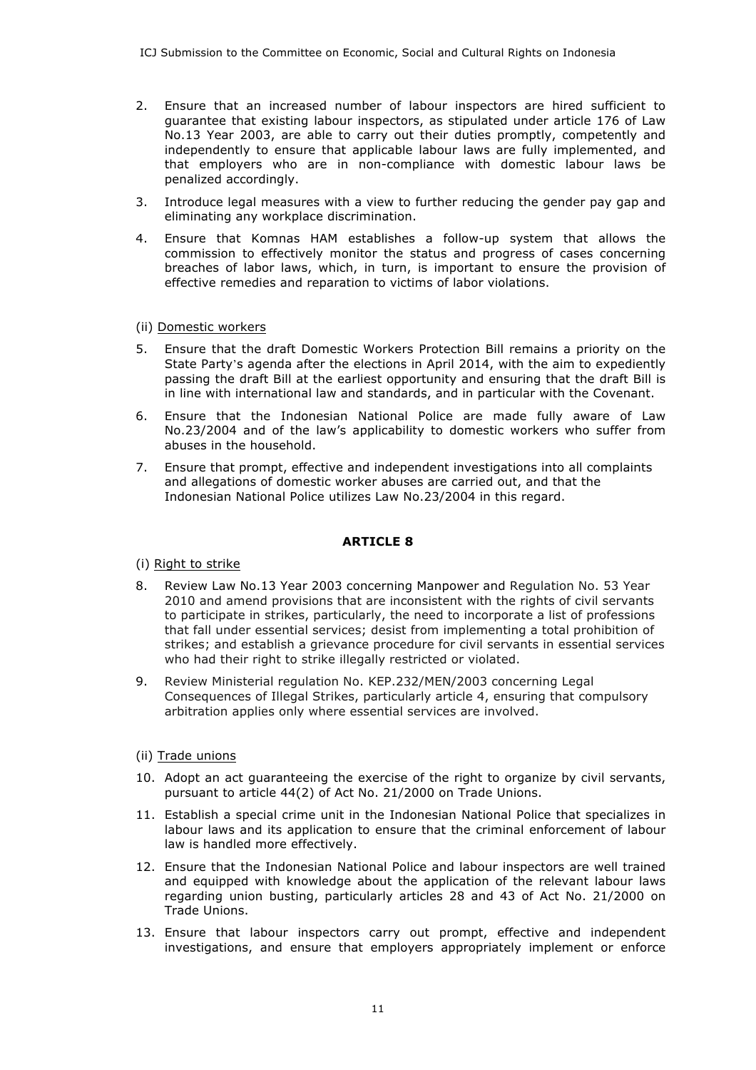2. Ensure that an increased number of labour inspectors are hired sufficient to guarantee that existing labour inspectors, as stipulated under article 176 of Law No.13 Year 2003, are able to carry out their duties promptly, competently and independently to ensure that applicable labour laws are fully implemented, and that employers who are in non-compliance with domestic labour laws be penalized accordingly.
3. Introduce legal measures with a view to further reducing the gender pay gap and eliminating any workplace discrimination.
4. Ensure that Komnas HAM establishes a follow-up system that allows the commission to effectively monitor the status and progress of cases concerning breaches of labor laws, which, in turn, is important to ensure the provision of effective remedies and reparation to victims of labor violations.

(ii) Domestic workers

5. Ensure that the draft Domestic Workers Protection Bill remains a priority on the State Party's agenda after the elections in April 2014, with the aim to expediently passing the draft Bill at the earliest opportunity and ensuring that the draft Bill is in line with international law and standards, and in particular with the Covenant.
6. Ensure that the Indonesian National Police are made fully aware of Law No.23/2004 and of the law's applicability to domestic workers who suffer from abuses in the household.
7. Ensure that prompt, effective and independent investigations into all complaints and allegations of domestic worker abuses are carried out, and that the Indonesian National Police utilizes Law No.23/2004 in this regard.

**ARTICLE 8**

(i) Right to strike

8. Review Law No.13 Year 2003 concerning Manpower and Regulation No. 53 Year 2010 and amend provisions that are inconsistent with the rights of civil servants to participate in strikes, particularly, the need to incorporate a list of professions that fall under essential services; desist from implementing a total prohibition of strikes; and establish a grievance procedure for civil servants in essential services who had their right to strike illegally restricted or violated.
9. Review Ministerial regulation No. KEP.232/MEN/2003 concerning Legal Consequences of Illegal Strikes, particularly article 4, ensuring that compulsory arbitration applies only where essential services are involved.

(ii) Trade unions

10. Adopt an act guaranteeing the exercise of the right to organize by civil servants, pursuant to article 44(2) of Act No. 21/2000 on Trade Unions.
11. Establish a special crime unit in the Indonesian National Police that specializes in labour laws and its application to ensure that the criminal enforcement of labour law is handled more effectively.
12. Ensure that the Indonesian National Police and labour inspectors are well trained and equipped with knowledge about the application of the relevant labour laws regarding union busting, particularly articles 28 and 43 of Act No. 21/2000 on Trade Unions.
13. Ensure that labour inspectors carry out prompt, effective and independent investigations, and ensure that employers appropriately implement or enforce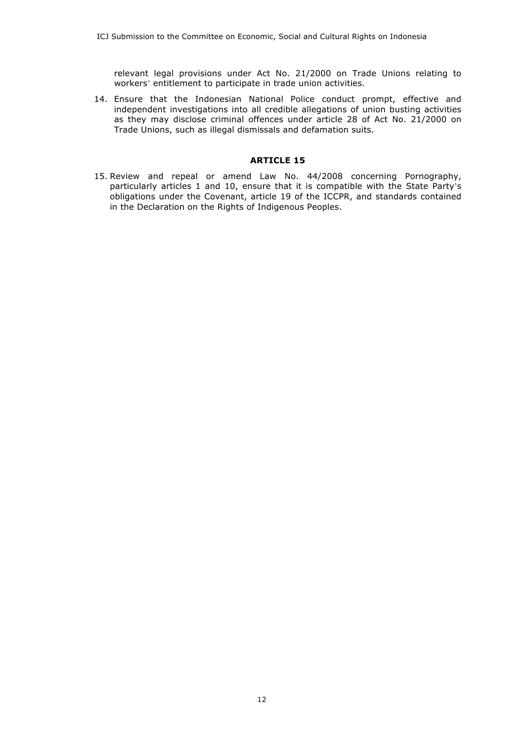relevant legal provisions under Act No. 21/2000 on Trade Unions relating to workers' entitlement to participate in trade union activities.

14. Ensure that the Indonesian National Police conduct prompt, effective and independent investigations into all credible allegations of union busting activities as they may disclose criminal offences under article 28 of Act No. 21/2000 on Trade Unions, such as illegal dismissals and defamation suits.

## ARTICLE 15

15. Review and repeal or amend Law No. 44/2008 concerning Pornography, particularly articles 1 and 10, ensure that it is compatible with the State Party's obligations under the Covenant, article 19 of the ICCPR, and standards contained in the Declaration on the Rights of Indigenous Peoples.